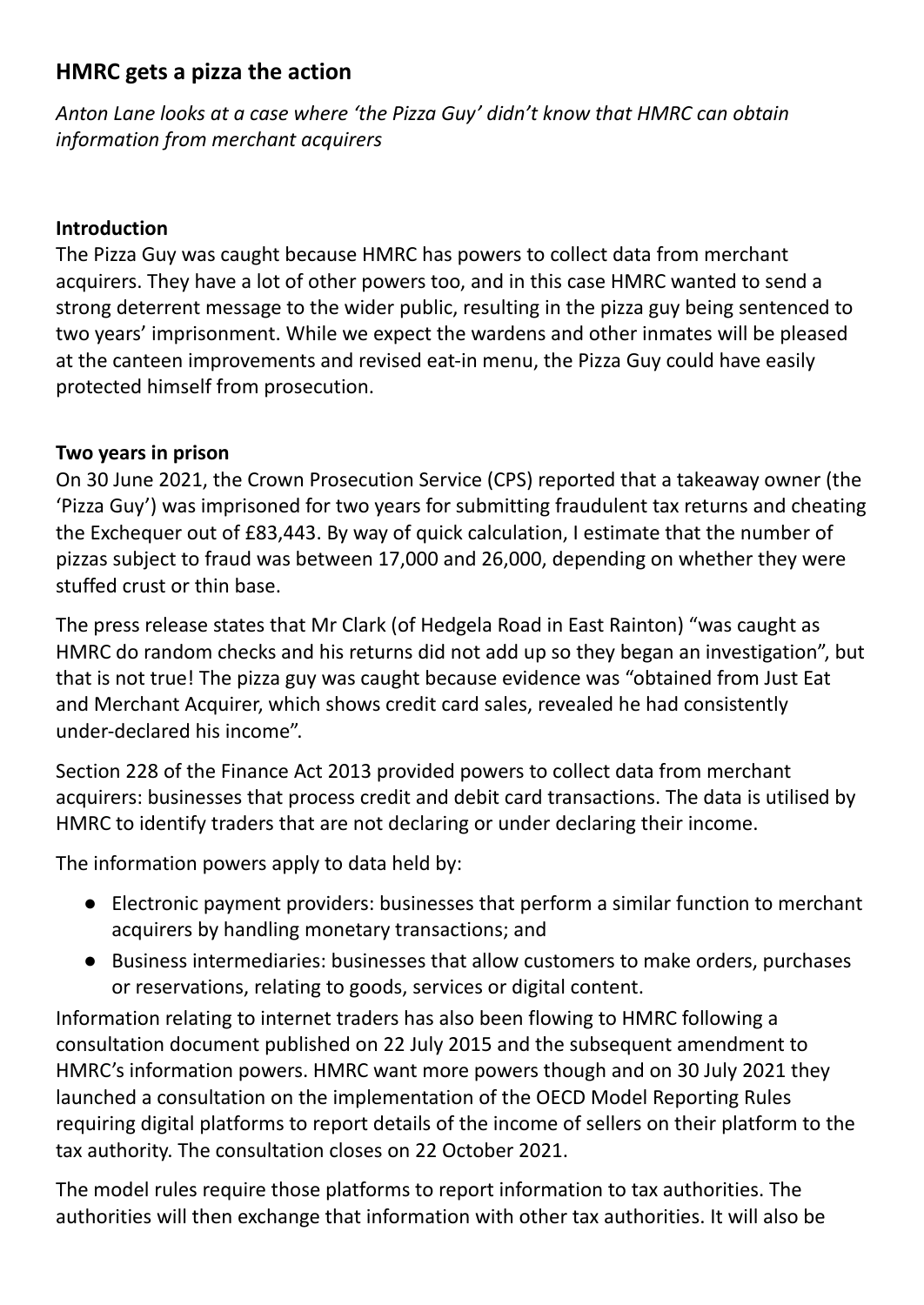# HMRC gets a pizza the action

*Anton Lane looks at a case where 'the Pizza Guy' didn't know that HMRC can obtain information from merchant acquirers*

## Introduction

The Pizza Guy was caught because HMRC has powers to collect data from merchant acquirers. They have a lot of other powers too, and in this case HMRC wanted to send a strong deterrent message to the wider public, resulting in the pizza guy being sentenced to two years' imprisonment. While we expect the wardens and other inmates will be pleased at the canteen improvements and revised eat-in menu, the Pizza Guy could have easily protected himself from prosecution.

## Two years in prison

On 30 June 2021, the Crown Prosecution Service (CPS) reported that a takeaway owner (the 'Pizza Guy') was imprisoned for two years for submitting fraudulent tax returns and cheating the Exchequer out of £83,443. By way of quick calculation, I estimate that the number of pizzas subject to fraud was between 17,000 and 26,000, depending on whether they were stuffed crust or thin base.

The press release states that Mr Clark (of Hedgela Road in East Rainton) "was caught as HMRC do random checks and his returns did not add up so they began an investigation", but that is not true! The pizza guy was caught because evidence was "obtained from Just Eat and Merchant Acquirer, which shows credit card sales, revealed he had consistently under-declared his income".

Section 228 of the Finance Act 2013 provided powers to collect data from merchant acquirers: businesses that process credit and debit card transactions. The data is utilised by HMRC to identify traders that are not declaring or under declaring their income.

The information powers apply to data held by:

- Electronic payment providers: businesses that perform a similar function to merchant acquirers by handling monetary transactions; and
- Business intermediaries: businesses that allow customers to make orders, purchases or reservations, relating to goods, services or digital content.

Information relating to internet traders has also been flowing to HMRC following a consultation document published on 22 July 2015 and the subsequent amendment to HMRC's information powers. HMRC want more powers though and on 30 July 2021 they launched a consultation on the implementation of the OECD Model Reporting Rules requiring digital platforms to report details of the income of sellers on their platform to the tax authority. The consultation closes on 22 October 2021.

The model rules require those platforms to report information to tax authorities. The authorities will then exchange that information with other tax authorities. It will also be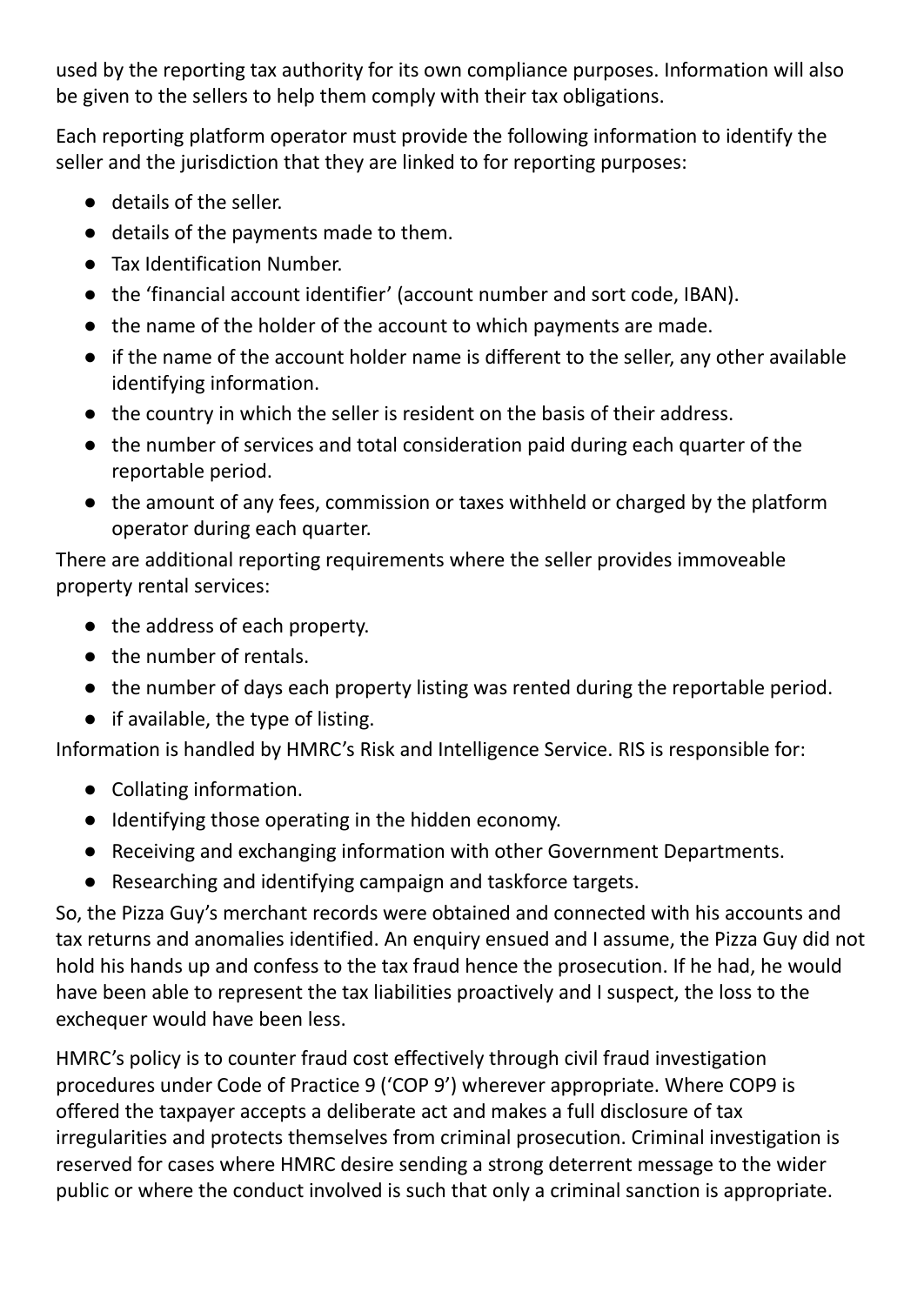used by the reporting tax authority for its own compliance purposes. Information will also be given to the sellers to help them comply with their tax obligations.

Each reporting platform operator must provide the following information to identify the seller and the jurisdiction that they are linked to for reporting purposes:

- details of the seller.
- details of the payments made to them.
- Tax Identification Number.
- the 'financial account identifier' (account number and sort code, IBAN).
- the name of the holder of the account to which payments are made.
- if the name of the account holder name is different to the seller, any other available identifying information.
- the country in which the seller is resident on the basis of their address.
- the number of services and total consideration paid during each quarter of the reportable period.
- the amount of any fees, commission or taxes withheld or charged by the platform operator during each quarter.

There are additional reporting requirements where the seller provides immoveable property rental services:

- the address of each property.
- the number of rentals.
- the number of days each property listing was rented during the reportable period.
- if available, the type of listing.

Information is handled by HMRC's Risk and Intelligence Service. RIS is responsible for:

- Collating information.
- Identifying those operating in the hidden economy.
- Receiving and exchanging information with other Government Departments.
- Researching and identifying campaign and taskforce targets.

So, the Pizza Guy's merchant records were obtained and connected with his accounts and tax returns and anomalies identified. An enquiry ensued and I assume, the Pizza Guy did not hold his hands up and confess to the tax fraud hence the prosecution. If he had, he would have been able to represent the tax liabilities proactively and I suspect, the loss to the exchequer would have been less.

HMRC's policy is to counter fraud cost effectively through civil fraud investigation procedures under Code of Practice 9 ('COP 9') wherever appropriate. Where COP9 is offered the taxpayer accepts a deliberate act and makes a full disclosure of tax irregularities and protects themselves from criminal prosecution. Criminal investigation is reserved for cases where HMRC desire sending a strong deterrent message to the wider public or where the conduct involved is such that only a criminal sanction is appropriate.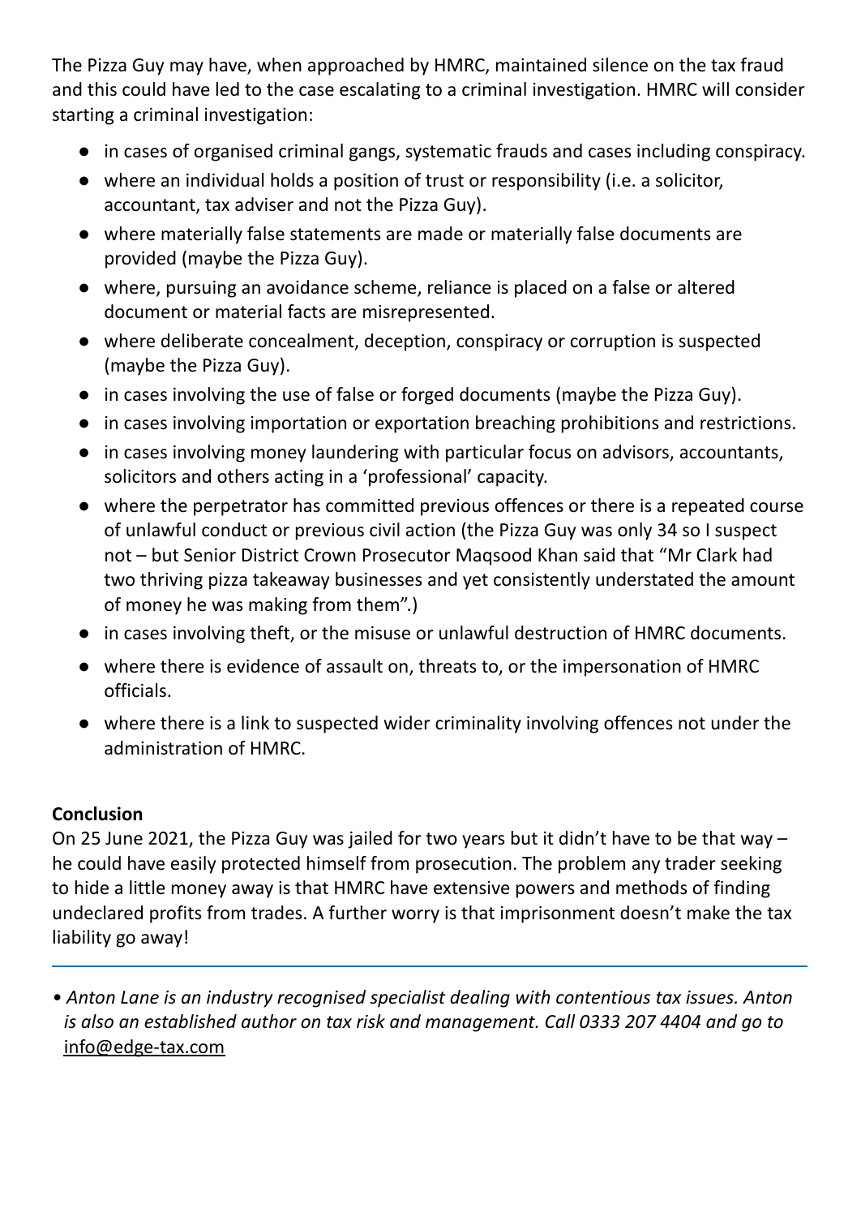The Pizza Guy may have, when approached by HMRC, maintained silence on the tax fraud and this could have led to the case escalating to a criminal investigation. HMRC will consider starting a criminal investigation:

- in cases of organised criminal gangs, systematic frauds and cases including conspiracy.
- where an individual holds a position of trust or responsibility (i.e. a solicitor, accountant, tax adviser and not the Pizza Guy).
- where materially false statements are made or materially false documents are provided (maybe the Pizza Guy).
- where, pursuing an avoidance scheme, reliance is placed on a false or altered document or material facts are misrepresented.
- where deliberate concealment, deception, conspiracy or corruption is suspected (maybe the Pizza Guy).
- in cases involving the use of false or forged documents (maybe the Pizza Guy).
- in cases involving importation or exportation breaching prohibitions and restrictions.
- in cases involving money laundering with particular focus on advisors, accountants, solicitors and others acting in a 'professional' capacity.
- where the perpetrator has committed previous offences or there is a repeated course of unlawful conduct or previous civil action (the Pizza Guy was only 34 so I suspect not – but Senior District Crown Prosecutor Maqsood Khan said that "Mr Clark had two thriving pizza takeaway businesses and yet consistently understated the amount of money he was making from them".)
- in cases involving theft, or the misuse or unlawful destruction of HMRC documents.
- where there is evidence of assault on, threats to, or the impersonation of HMRC officials.
- where there is a link to suspected wider criminality involving offences not under the administration of HMRC.

**Conclusion**

On 25 June 2021, the Pizza Guy was jailed for two years but it didn't have to be that way – he could have easily protected himself from prosecution. The problem any trader seeking to hide a little money away is that HMRC have extensive powers and methods of finding undeclared profits from trades. A further worry is that imprisonment doesn't make the tax liability go away!

---

*• Anton Lane is an industry recognised specialist dealing with contentious tax issues. Anton is also an established author on tax risk and management. Call 0333 207 4404 and go to info@edge-tax.com*